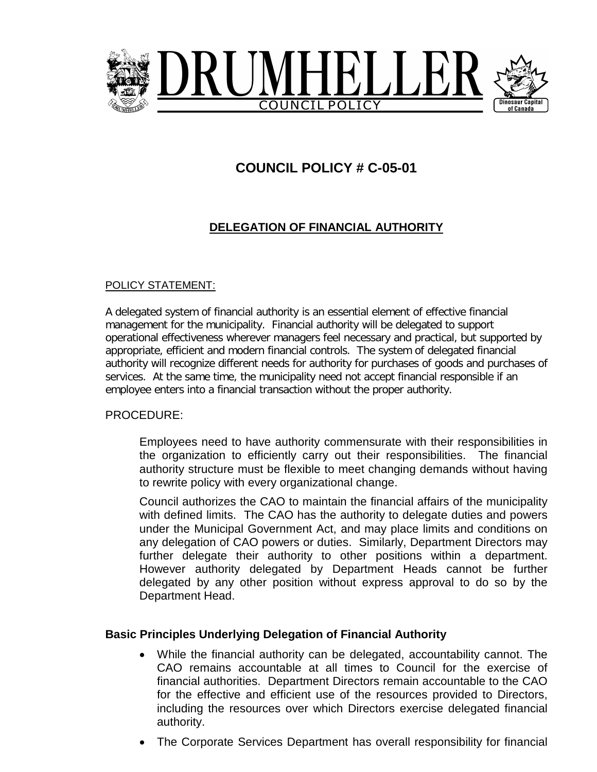# DRUMHELLER

COUNCIL POLICY

Dinosaur Capital of Canada

## COUNCIL POLICY # C-05-01

## DELEGATION OF FINANCIAL AUTHORITY

POLICY STATEMENT:

A delegated system of financial authority is an essential element of effective financial management for the municipality. Financial authority will be delegated to support operational effectiveness wherever managers feel necessary and practical, but supported by appropriate, efficient and modern financial controls. The system of delegated financial authority will recognize different needs for authority for purchases of goods and purchases of services. At the same time, the municipality need not accept financial responsible if an employee enters into a financial transaction without the proper authority.

PROCEDURE:

Employees need to have authority commensurate with their responsibilities in the organization to efficiently carry out their responsibilities. The financial authority structure must be flexible to meet changing demands without having to rewrite policy with every organizational change.

Council authorizes the CAO to maintain the financial affairs of the municipality with defined limits. The CAO has the authority to delegate duties and powers under the Municipal Government Act, and may place limits and conditions on any delegation of CAO powers or duties. Similarly, Department Directors may further delegate their authority to other positions within a department. However authority delegated by Department Heads cannot be further delegated by any other position without express approval to do so by the Department Head.

**Basic Principles Underlying Delegation of Financial Authority**

- While the financial authority can be delegated, accountability cannot. The CAO remains accountable at all times to Council for the exercise of financial authorities. Department Directors remain accountable to the CAO for the effective and efficient use of the resources provided to Directors, including the resources over which Directors exercise delegated financial authority.
- The Corporate Services Department has overall responsibility for financial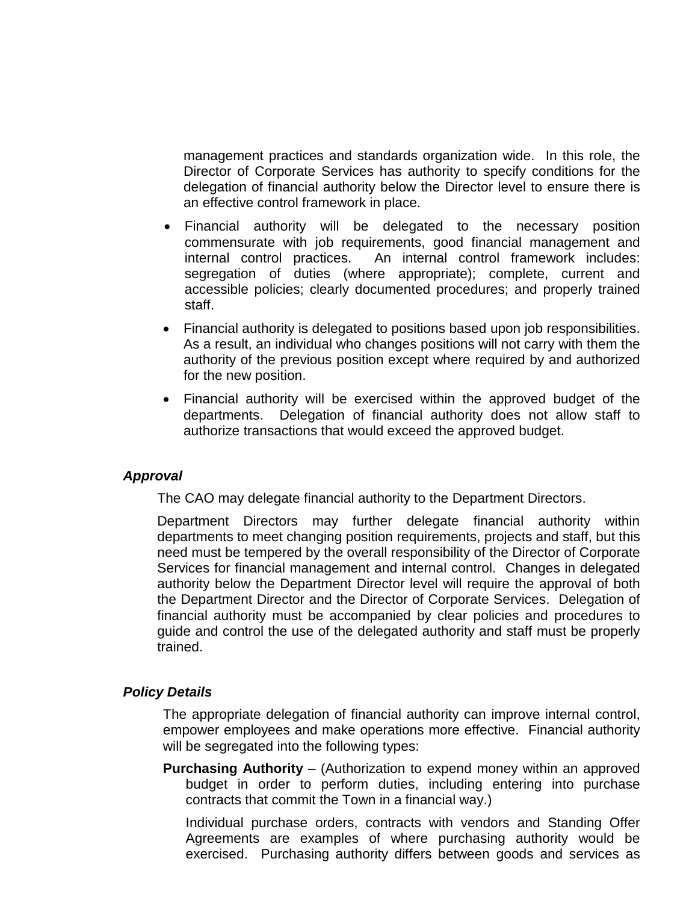management practices and standards organization wide. In this role, the Director of Corporate Services has authority to specify conditions for the delegation of financial authority below the Director level to ensure there is an effective control framework in place.

- Financial authority will be delegated to the necessary position commensurate with job requirements, good financial management and internal control practices. An internal control framework includes: segregation of duties (where appropriate); complete, current and accessible policies; clearly documented procedures; and properly trained staff.
- Financial authority is delegated to positions based upon job responsibilities. As a result, an individual who changes positions will not carry with them the authority of the previous position except where required by and authorized for the new position.
- Financial authority will be exercised within the approved budget of the departments. Delegation of financial authority does not allow staff to authorize transactions that would exceed the approved budget.

### *Approval*

The CAO may delegate financial authority to the Department Directors.

Department Directors may further delegate financial authority within departments to meet changing position requirements, projects and staff, but this need must be tempered by the overall responsibility of the Director of Corporate Services for financial management and internal control. Changes in delegated authority below the Department Director level will require the approval of both the Department Director and the Director of Corporate Services. Delegation of financial authority must be accompanied by clear policies and procedures to guide and control the use of the delegated authority and staff must be properly trained.

### *Policy Details*

The appropriate delegation of financial authority can improve internal control, empower employees and make operations more effective. Financial authority will be segregated into the following types:

**Purchasing Authority** – (Authorization to expend money within an approved budget in order to perform duties, including entering into purchase contracts that commit the Town in a financial way.)

Individual purchase orders, contracts with vendors and Standing Offer Agreements are examples of where purchasing authority would be exercised. Purchasing authority differs between goods and services as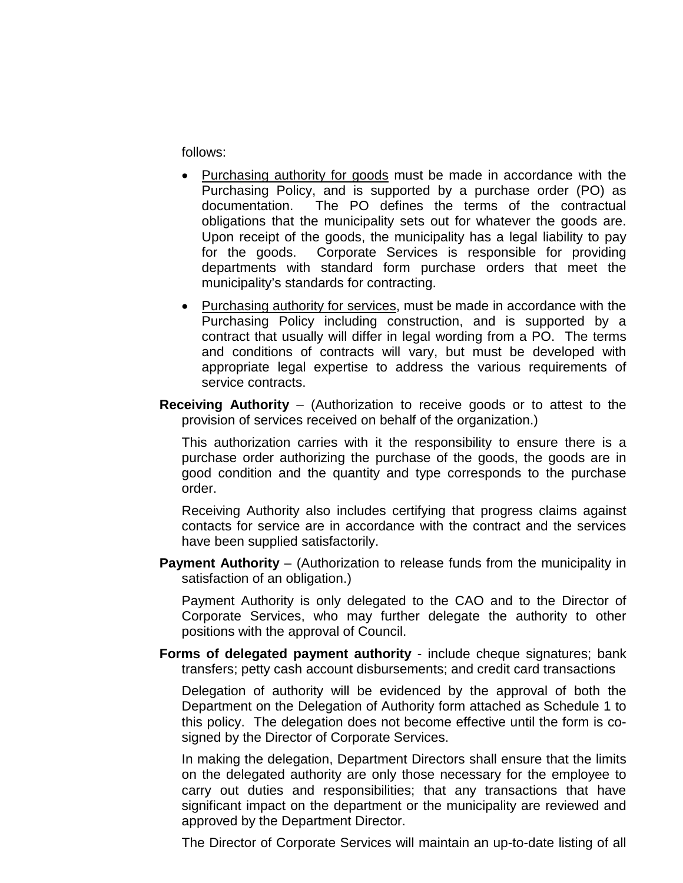follows:

- Purchasing authority for goods must be made in accordance with the Purchasing Policy, and is supported by a purchase order (PO) as documentation. The PO defines the terms of the contractual obligations that the municipality sets out for whatever the goods are. Upon receipt of the goods, the municipality has a legal liability to pay for the goods. Corporate Services is responsible for providing departments with standard form purchase orders that meet the municipality's standards for contracting.
- Purchasing authority for services, must be made in accordance with the Purchasing Policy including construction, and is supported by a contract that usually will differ in legal wording from a PO. The terms and conditions of contracts will vary, but must be developed with appropriate legal expertise to address the various requirements of service contracts.

**Receiving Authority** – (Authorization to receive goods or to attest to the provision of services received on behalf of the organization.)

This authorization carries with it the responsibility to ensure there is a purchase order authorizing the purchase of the goods, the goods are in good condition and the quantity and type corresponds to the purchase order.

Receiving Authority also includes certifying that progress claims against contacts for service are in accordance with the contract and the services have been supplied satisfactorily.

**Payment Authority** – (Authorization to release funds from the municipality in satisfaction of an obligation.)

Payment Authority is only delegated to the CAO and to the Director of Corporate Services, who may further delegate the authority to other positions with the approval of Council.

**Forms of delegated payment authority** - include cheque signatures; bank transfers; petty cash account disbursements; and credit card transactions

Delegation of authority will be evidenced by the approval of both the Department on the Delegation of Authority form attached as Schedule 1 to this policy. The delegation does not become effective until the form is co-signed by the Director of Corporate Services.

In making the delegation, Department Directors shall ensure that the limits on the delegated authority are only those necessary for the employee to carry out duties and responsibilities; that any transactions that have significant impact on the department or the municipality are reviewed and approved by the Department Director.

The Director of Corporate Services will maintain an up-to-date listing of all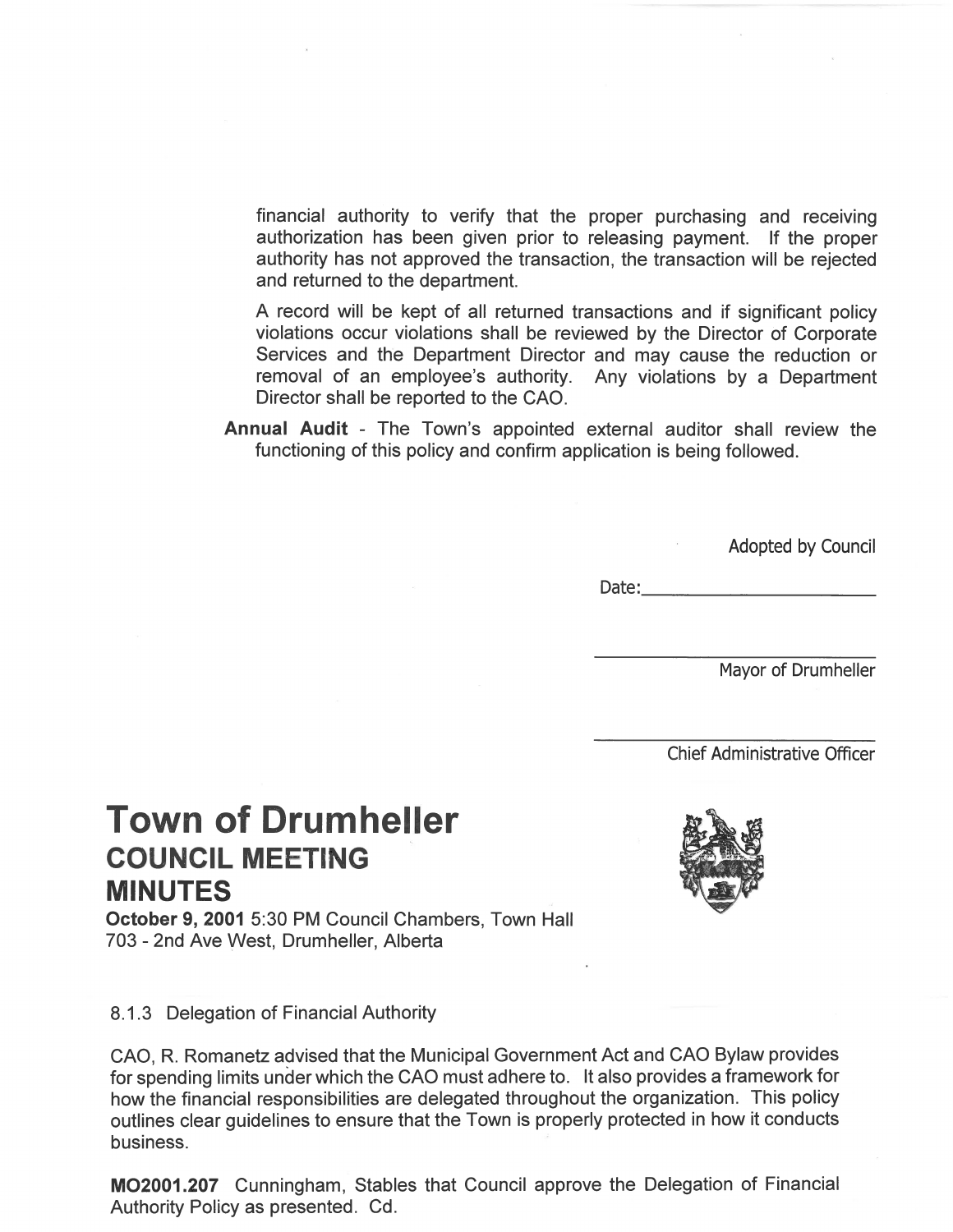financial authority to verify that the proper purchasing and receiving authorization has been given prior to releasing payment. If the proper authority has not approved the transaction, the transaction will be rejected and returned to the department.

A record will be kept of all returned transactions and if significant policy violations occur violations shall be reviewed by the Director of Corporate Services and the Department Director and may cause the reduction or removal of an employee's authority. Any violations by a Department Director shall be reported to the CAO.

**Annual Audit** - The Town's appointed external auditor shall review the functioning of this policy and confirm application is being followed.

Adopted by Council

Date:________________________

____________________________
Mayor of Drumheller

____________________________
Chief Administrative Officer

# Town of Drumheller
## COUNCIL MEETING
## MINUTES

**October 9, 2001** 5:30 PM Council Chambers, Town Hall
703 - 2nd Ave West, Drumheller, Alberta

8.1.3 Delegation of Financial Authority

CAO, R. Romanetz advised that the Municipal Government Act and CAO Bylaw provides for spending limits under which the CAO must adhere to. It also provides a framework for how the financial responsibilities are delegated throughout the organization. This policy outlines clear guidelines to ensure that the Town is properly protected in how it conducts business.

**MO2001.207** Cunningham, Stables that Council approve the Delegation of Financial Authority Policy as presented. Cd.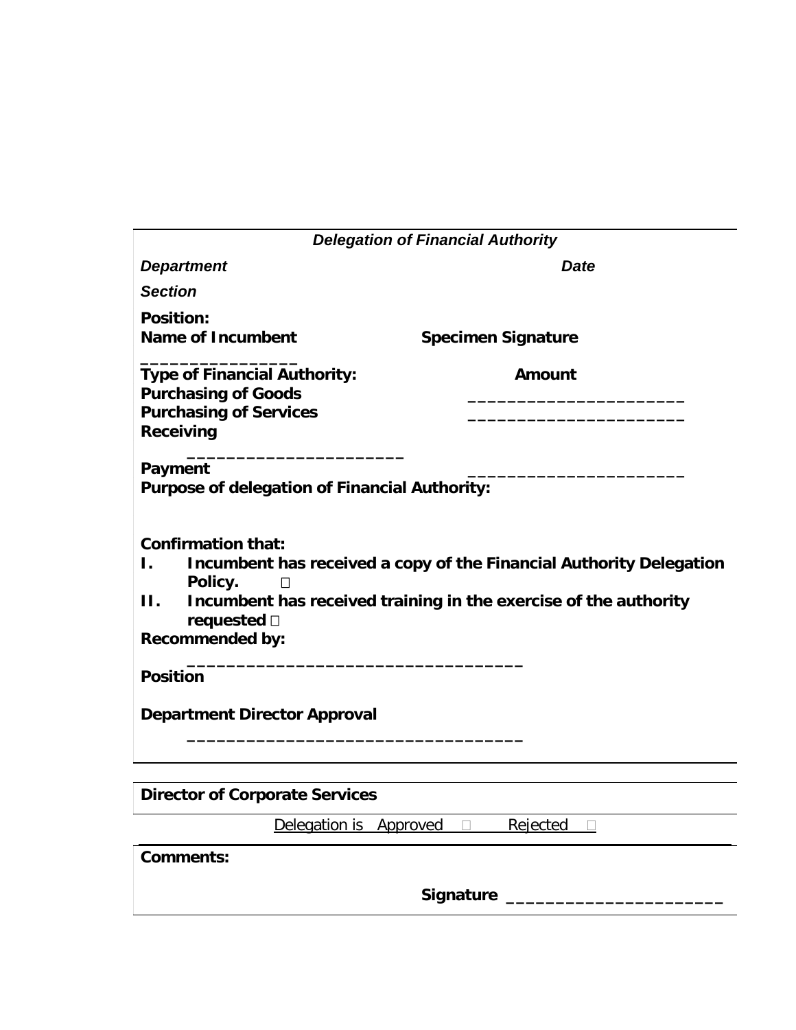***Delegation of Financial Authority***

***Department*** ***Date***

***Section***

**Position:**

**Name of Incumbent** **Specimen Signature**

**_______________**

**Type of Financial Authority:** **Amount**

**Purchasing of Goods** **______________________**

**Purchasing of Services** **______________________**

**Receiving**

**______________________**

**Payment** **______________________**

**Purpose of delegation of Financial Authority:**

**Confirmation that:**

**I. Incumbent has received a copy of the Financial Authority Delegation Policy.** ☐

**II. Incumbent has received training in the exercise of the authority requested** ☐

**Recommended by:**

**__________________________________**

**Position**

**Department Director Approval**

**__________________________________**

**Director of Corporate Services**

Delegation is Approved ☐ Rejected ☐

**Comments:**

**Signature ______________________**